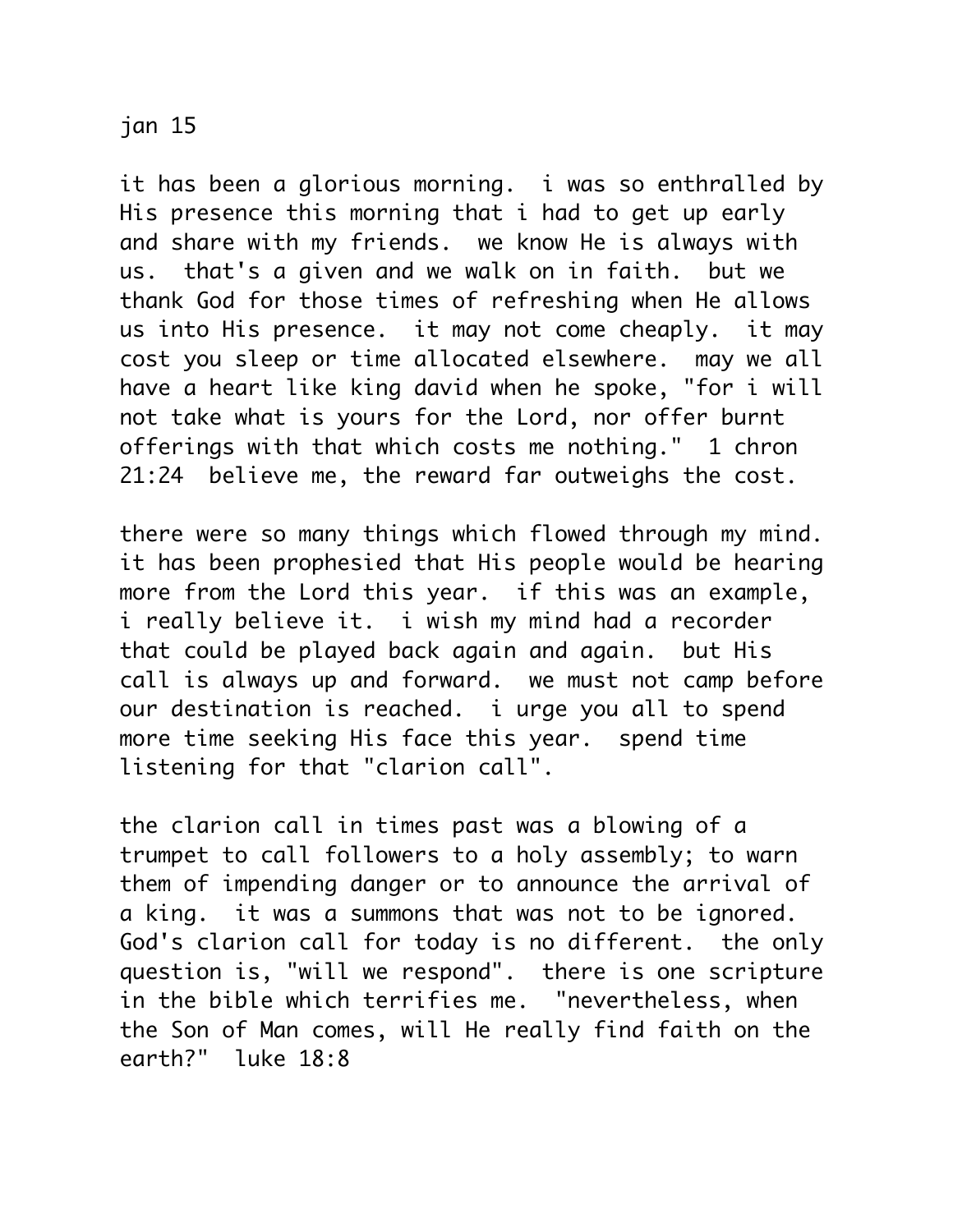jan 15

it has been a glorious morning. i was so enthralled by His presence this morning that i had to get up early and share with my friends. we know He is always with us. that's a given and we walk on in faith. but we thank God for those times of refreshing when He allows us into His presence. it may not come cheaply. it may cost you sleep or time allocated elsewhere. may we all have a heart like king david when he spoke, "for i will not take what is yours for the Lord, nor offer burnt offerings with that which costs me nothing." 1 chron 21:24 believe me, the reward far outweighs the cost.

there were so many things which flowed through my mind. it has been prophesied that His people would be hearing more from the Lord this year. if this was an example, i really believe it. i wish my mind had a recorder that could be played back again and again. but His call is always up and forward. we must not camp before our destination is reached. i urge you all to spend more time seeking His face this year. spend time listening for that "clarion call".

the clarion call in times past was a blowing of a trumpet to call followers to a holy assembly; to warn them of impending danger or to announce the arrival of a king. it was a summons that was not to be ignored. God's clarion call for today is no different. the only question is, "will we respond". there is one scripture in the bible which terrifies me. "nevertheless, when the Son of Man comes, will He really find faith on the earth?" luke 18:8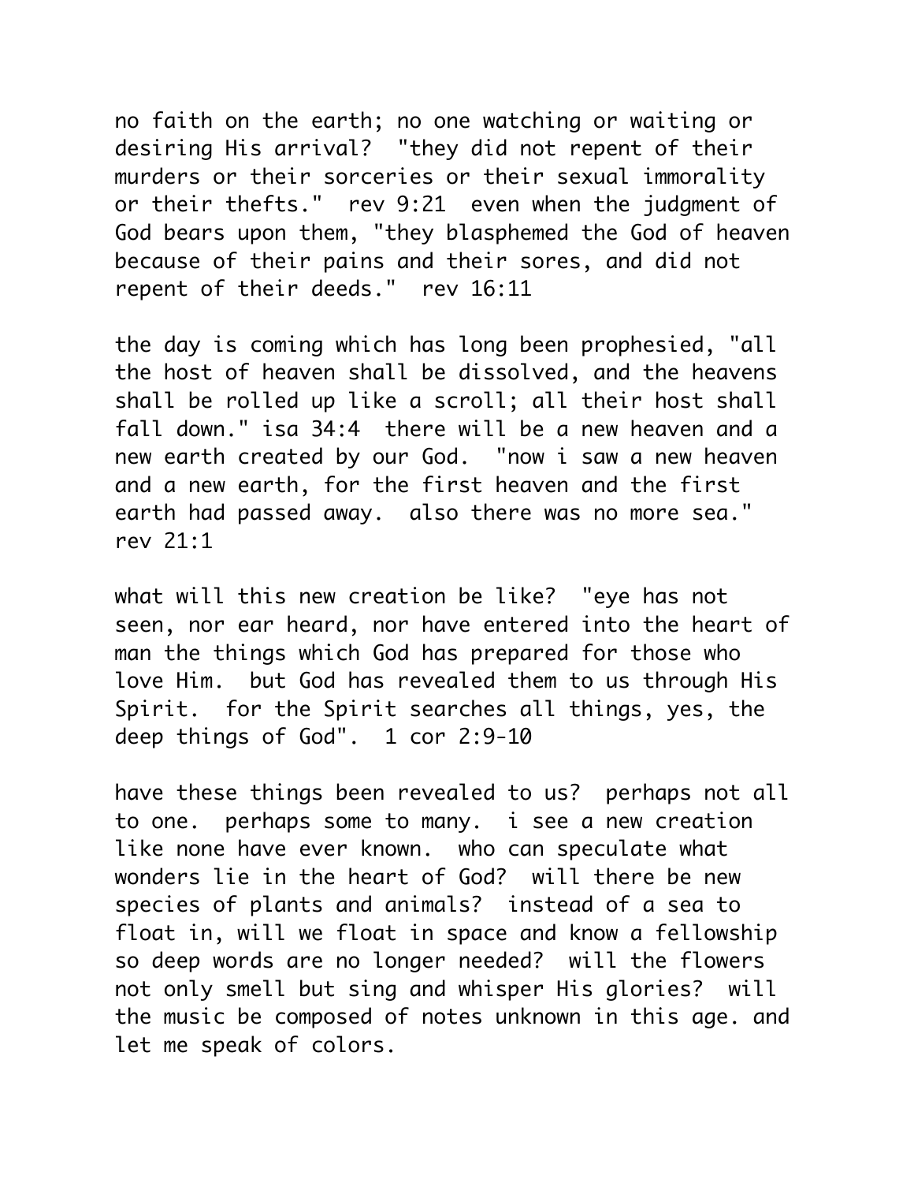no faith on the earth; no one watching or waiting or desiring His arrival? "they did not repent of their murders or their sorceries or their sexual immorality or their thefts." rev 9:21 even when the judgment of God bears upon them, "they blasphemed the God of heaven because of their pains and their sores, and did not repent of their deeds." rev 16:11

the day is coming which has long been prophesied, "all the host of heaven shall be dissolved, and the heavens shall be rolled up like a scroll; all their host shall fall down." isa 34:4 there will be a new heaven and a new earth created by our God. "now i saw a new heaven and a new earth, for the first heaven and the first earth had passed away. also there was no more sea." rev 21:1

what will this new creation be like? "eye has not seen, nor ear heard, nor have entered into the heart of man the things which God has prepared for those who love Him. but God has revealed them to us through His Spirit. for the Spirit searches all things, yes, the deep things of God". 1 cor 2:9-10

have these things been revealed to us? perhaps not all to one. perhaps some to many. i see a new creation like none have ever known. who can speculate what wonders lie in the heart of God? will there be new species of plants and animals? instead of a sea to float in, will we float in space and know a fellowship so deep words are no longer needed? will the flowers not only smell but sing and whisper His glories? will the music be composed of notes unknown in this age. and let me speak of colors.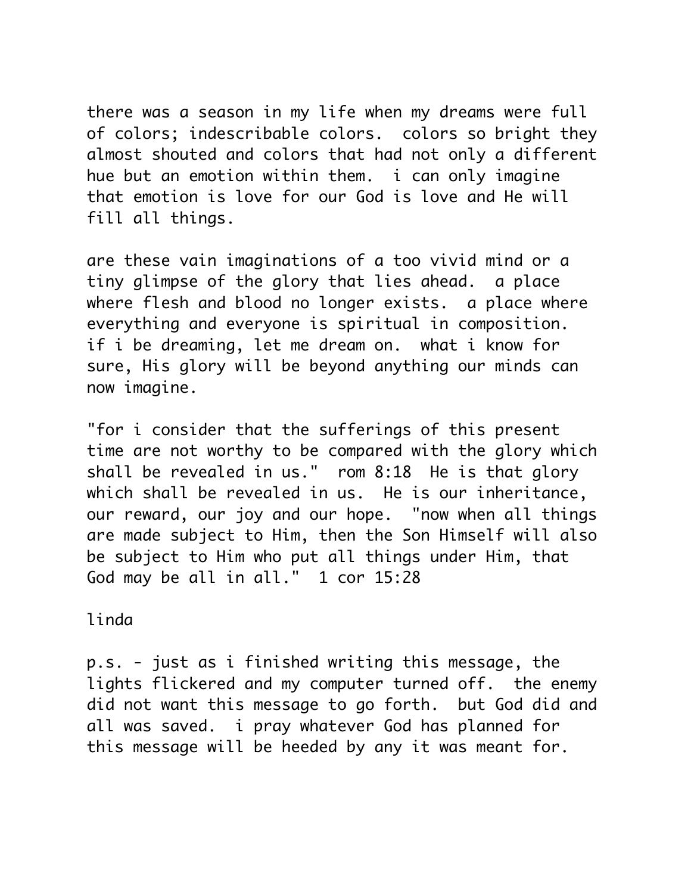there was a season in my life when my dreams were full of colors; indescribable colors. colors so bright they almost shouted and colors that had not only a different hue but an emotion within them. i can only imagine that emotion is love for our God is love and He will fill all things.

are these vain imaginations of a too vivid mind or a tiny glimpse of the glory that lies ahead. a place where flesh and blood no longer exists. a place where everything and everyone is spiritual in composition. if i be dreaming, let me dream on. what i know for sure, His glory will be beyond anything our minds can now imagine.

"for i consider that the sufferings of this present time are not worthy to be compared with the glory which shall be revealed in us." rom 8:18 He is that glory which shall be revealed in us. He is our inheritance, our reward, our joy and our hope. "now when all things are made subject to Him, then the Son Himself will also be subject to Him who put all things under Him, that God may be all in all." 1 cor 15:28

linda

p.s. - just as i finished writing this message, the lights flickered and my computer turned off. the enemy did not want this message to go forth. but God did and all was saved. i pray whatever God has planned for this message will be heeded by any it was meant for.